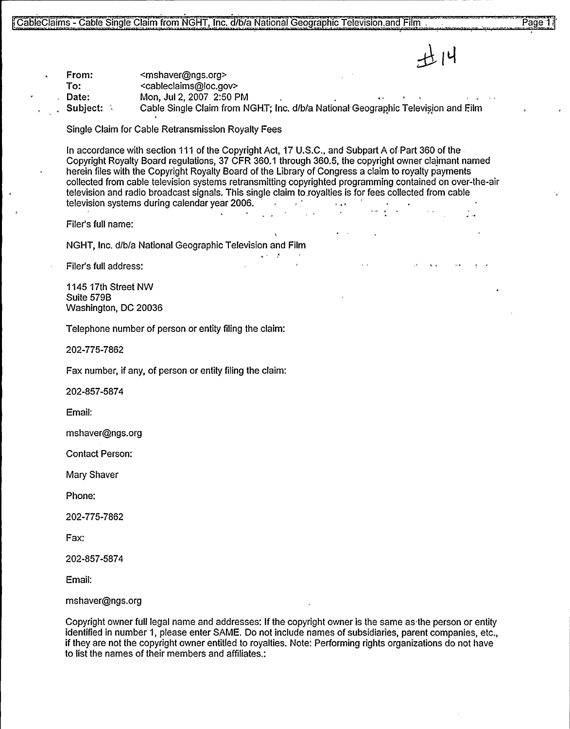#14

From: <mshaver@ngs.org>
To: <cableclaims@loc.gov>
Date: Mon, Jul 2, 2007 2:50 PM
Subject: Cable Single Claim from NGHT; Inc. d/b/a National Geographic Television and Film

Single Claim for Cable Retransmission Royalty Fees

In accordance with section 111 of the Copyright Act, 17 U.S.C., and Subpart A of Part 360 of the Copyright Royalty Board regulations, 37 CFR 360.1 through 360.5, the copyright owner claimant named herein files with the Copyright Royalty Board of the Library of Congress a claim to royalty payments collected from cable television systems retransmitting copyrighted programming contained on over-the-air television and radio broadcast signals. This single claim to royalties is for fees collected from cable television systems during calendar year 2006.

Filer's full name:

NGHT, Inc. d/b/a National Geographic Television and Film

Filer's full address:

1145 17th Street NW
Suite 579B
Washington, DC 20036

Telephone number of person or entity filing the claim:

202-775-7862

Fax number, if any, of person or entity filing the claim:

202-857-5874

Email:

mshaver@ngs.org

Contact Person:

Mary Shaver

Phone:

202-775-7862

Fax:

202-857-5874

Email:

mshaver@ngs.org

Copyright owner full legal name and addresses: If the copyright owner is the same as the person or entity identified in number 1, please enter SAME. Do not include names of subsidiaries, parent companies, etc., if they are not the copyright owner entitled to royalties. Note: Performing rights organizations do not have to list the names of their members and affiliates.: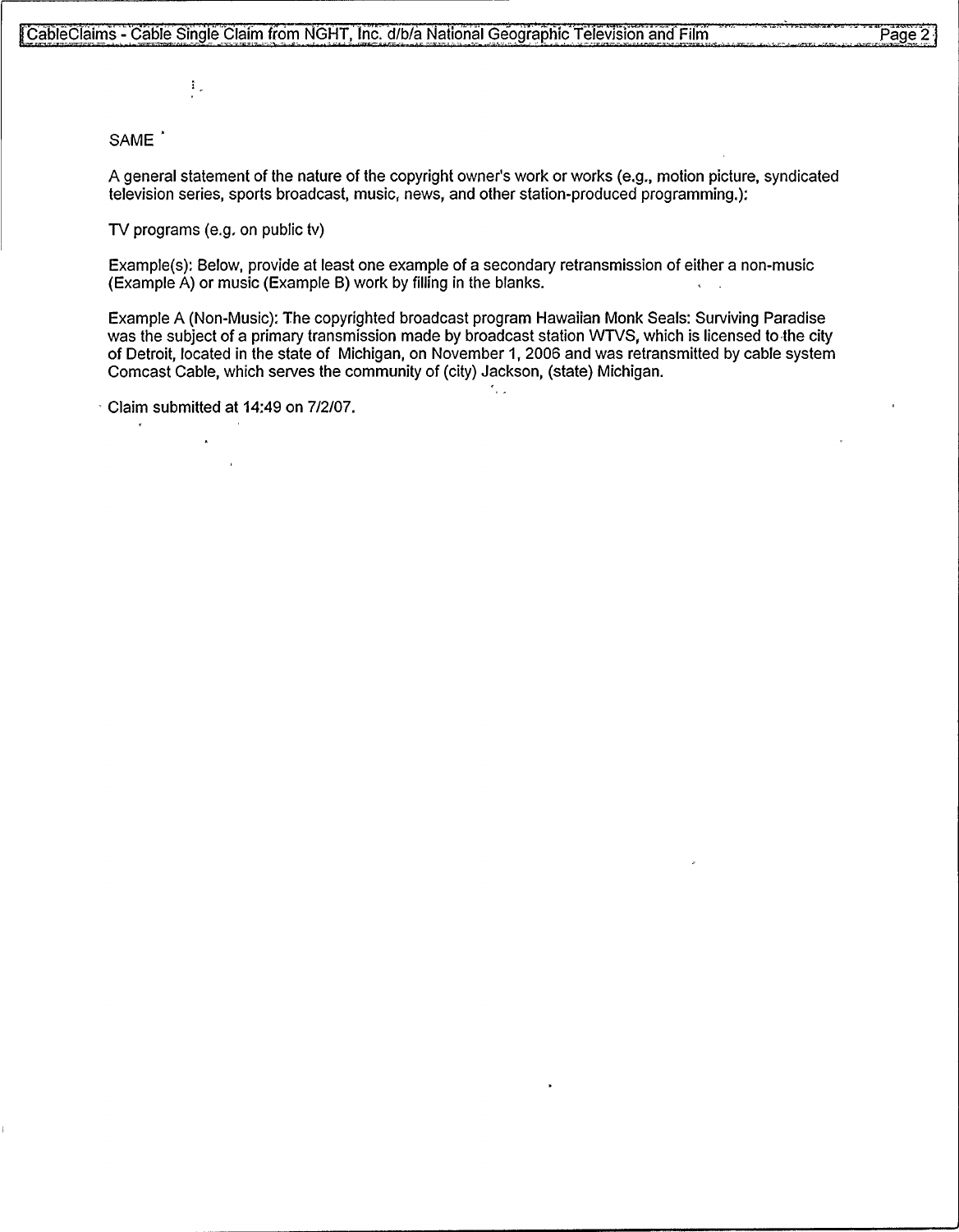SAME

A general statement of the nature of the copyright owner's work or works (e.g., motion picture, syndicated television series, sports broadcast, music, news, and other station-produced programming.):

TV programs (e.g. on public tv)

Example(s): Below, provide at least one example of a secondary retransmission of either a non-music (Example A) or music (Example B) work by filling in the blanks.

Example A (Non-Music): The copyrighted broadcast program Hawaiian Monk Seals: Surviving Paradise was the subject of a primary transmission made by broadcast station WTVS, which is licensed to the city of Detroit, located in the state of Michigan, on November 1, 2006 and was retransmitted by cable system Comcast Cable, which serves the community of (city) Jackson, (state) Michigan.

Claim submitted at 14:49 on 7/2/07.